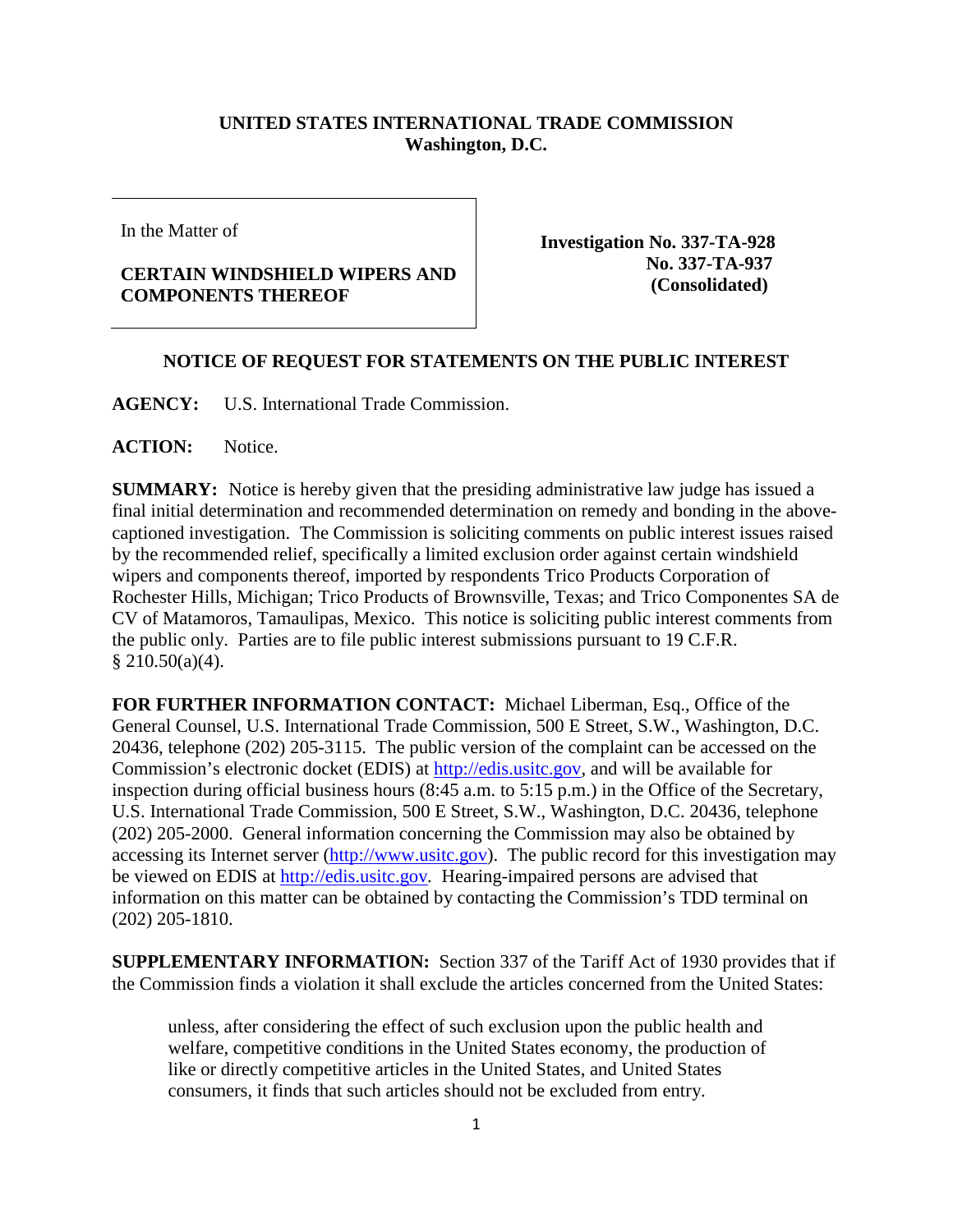**UNITED STATES INTERNATIONAL TRADE COMMISSION**
**Washington, D.C.**

| In the Matter of<br><br>**CERTAIN WINDSHIELD WIPERS AND COMPONENTS THEREOF** | **Investigation No. 337-TA-928**<br>**No. 337-TA-937**<br>**(Consolidated)** |
|---|---|

## NOTICE OF REQUEST FOR STATEMENTS ON THE PUBLIC INTEREST

**AGENCY:** U.S. International Trade Commission.

**ACTION:** Notice.

**SUMMARY:** Notice is hereby given that the presiding administrative law judge has issued a final initial determination and recommended determination on remedy and bonding in the above-captioned investigation. The Commission is soliciting comments on public interest issues raised by the recommended relief, specifically a limited exclusion order against certain windshield wipers and components thereof, imported by respondents Trico Products Corporation of Rochester Hills, Michigan; Trico Products of Brownsville, Texas; and Trico Componentes SA de CV of Matamoros, Tamaulipas, Mexico. This notice is soliciting public interest comments from the public only. Parties are to file public interest submissions pursuant to 19 C.F.R. § 210.50(a)(4).

**FOR FURTHER INFORMATION CONTACT:** Michael Liberman, Esq., Office of the General Counsel, U.S. International Trade Commission, 500 E Street, S.W., Washington, D.C. 20436, telephone (202) 205-3115. The public version of the complaint can be accessed on the Commission's electronic docket (EDIS) at http://edis.usitc.gov, and will be available for inspection during official business hours (8:45 a.m. to 5:15 p.m.) in the Office of the Secretary, U.S. International Trade Commission, 500 E Street, S.W., Washington, D.C. 20436, telephone (202) 205-2000. General information concerning the Commission may also be obtained by accessing its Internet server (http://www.usitc.gov). The public record for this investigation may be viewed on EDIS at http://edis.usitc.gov. Hearing-impaired persons are advised that information on this matter can be obtained by contacting the Commission's TDD terminal on (202) 205-1810.

**SUPPLEMENTARY INFORMATION:** Section 337 of the Tariff Act of 1930 provides that if the Commission finds a violation it shall exclude the articles concerned from the United States:

> unless, after considering the effect of such exclusion upon the public health and welfare, competitive conditions in the United States economy, the production of like or directly competitive articles in the United States, and United States consumers, it finds that such articles should not be excluded from entry.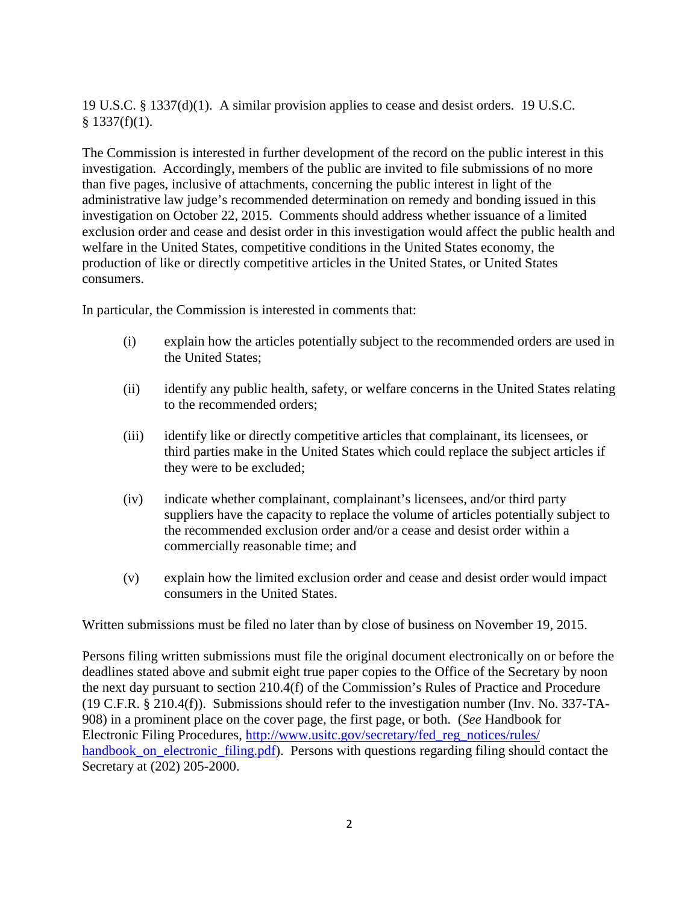19 U.S.C. § 1337(d)(1). A similar provision applies to cease and desist orders. 19 U.S.C. § 1337(f)(1).

The Commission is interested in further development of the record on the public interest in this investigation. Accordingly, members of the public are invited to file submissions of no more than five pages, inclusive of attachments, concerning the public interest in light of the administrative law judge's recommended determination on remedy and bonding issued in this investigation on October 22, 2015. Comments should address whether issuance of a limited exclusion order and cease and desist order in this investigation would affect the public health and welfare in the United States, competitive conditions in the United States economy, the production of like or directly competitive articles in the United States, or United States consumers.

In particular, the Commission is interested in comments that:

(i) explain how the articles potentially subject to the recommended orders are used in the United States;

(ii) identify any public health, safety, or welfare concerns in the United States relating to the recommended orders;

(iii) identify like or directly competitive articles that complainant, its licensees, or third parties make in the United States which could replace the subject articles if they were to be excluded;

(iv) indicate whether complainant, complainant's licensees, and/or third party suppliers have the capacity to replace the volume of articles potentially subject to the recommended exclusion order and/or a cease and desist order within a commercially reasonable time; and

(v) explain how the limited exclusion order and cease and desist order would impact consumers in the United States.

Written submissions must be filed no later than by close of business on November 19, 2015.

Persons filing written submissions must file the original document electronically on or before the deadlines stated above and submit eight true paper copies to the Office of the Secretary by noon the next day pursuant to section 210.4(f) of the Commission's Rules of Practice and Procedure (19 C.F.R. § 210.4(f)). Submissions should refer to the investigation number (Inv. No. 337-TA-908) in a prominent place on the cover page, the first page, or both. (*See* Handbook for Electronic Filing Procedures, [http://www.usitc.gov/secretary/fed_reg_notices/rules/handbook_on_electronic_filing.pdf](http://www.usitc.gov/secretary/fed_reg_notices/rules/handbook_on_electronic_filing.pdf)). Persons with questions regarding filing should contact the Secretary at (202) 205-2000.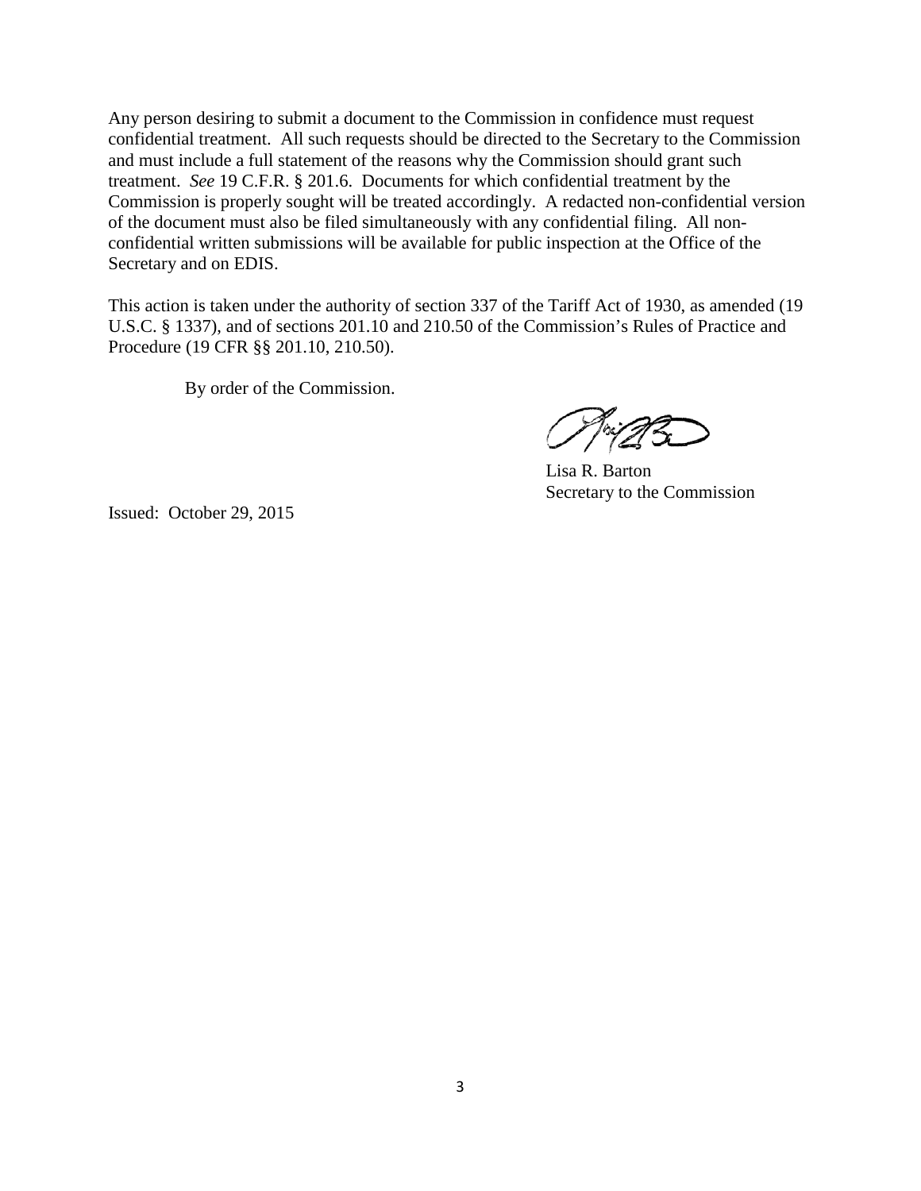Any person desiring to submit a document to the Commission in confidence must request confidential treatment. All such requests should be directed to the Secretary to the Commission and must include a full statement of the reasons why the Commission should grant such treatment. *See* 19 C.F.R. § 201.6. Documents for which confidential treatment by the Commission is properly sought will be treated accordingly. A redacted non-confidential version of the document must also be filed simultaneously with any confidential filing. All non-confidential written submissions will be available for public inspection at the Office of the Secretary and on EDIS.

This action is taken under the authority of section 337 of the Tariff Act of 1930, as amended (19 U.S.C. § 1337), and of sections 201.10 and 210.50 of the Commission's Rules of Practice and Procedure (19 CFR §§ 201.10, 210.50).

By order of the Commission.

Lisa R. Barton
Secretary to the Commission

Issued: October 29, 2015